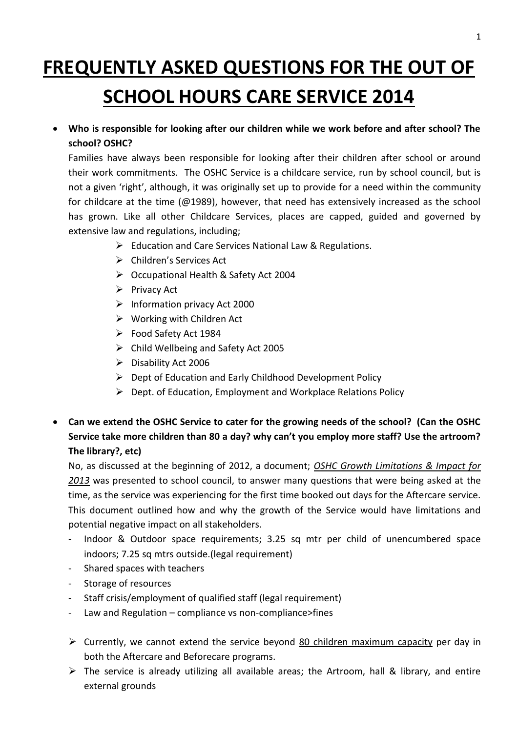# FREQUENTLY ASKED QUESTIONS FOR THE OUT OF SCHOOL HOURS CARE SERVICE 2014

- **Who is responsible for looking after our children while we work before and after school? The school? OSHC?**

  Families have always been responsible for looking after their children after school or around their work commitments. The OSHC Service is a childcare service, run by school council, but is not a given 'right', although, it was originally set up to provide for a need within the community for childcare at the time (@1989), however, that need has extensively increased as the school has grown. Like all other Childcare Services, places are capped, guided and governed by extensive law and regulations, including;

  - Education and Care Services National Law & Regulations.
  - Children's Services Act
  - Occupational Health & Safety Act 2004
  - Privacy Act
  - Information privacy Act 2000
  - Working with Children Act
  - Food Safety Act 1984
  - Child Wellbeing and Safety Act 2005
  - Disability Act 2006
  - Dept of Education and Early Childhood Development Policy
  - Dept. of Education, Employment and Workplace Relations Policy

- **Can we extend the OSHC Service to cater for the growing needs of the school? (Can the OSHC Service take more children than 80 a day? why can't you employ more staff? Use the artroom? The library?, etc)**

  No, as discussed at the beginning of 2012, a document; *OSHC Growth Limitations & Impact for 2013* was presented to school council, to answer many questions that were being asked at the time, as the service was experiencing for the first time booked out days for the Aftercare service. This document outlined how and why the growth of the Service would have limitations and potential negative impact on all stakeholders.

  - Indoor & Outdoor space requirements; 3.25 sq mtr per child of unencumbered space indoors; 7.25 sq mtrs outside.(legal requirement)
  - Shared spaces with teachers
  - Storage of resources
  - Staff crisis/employment of qualified staff (legal requirement)
  - Law and Regulation – compliance vs non-compliance>fines

  - Currently, we cannot extend the service beyond 80 children maximum capacity per day in both the Aftercare and Beforecare programs.
  - The service is already utilizing all available areas; the Artroom, hall & library, and entire external grounds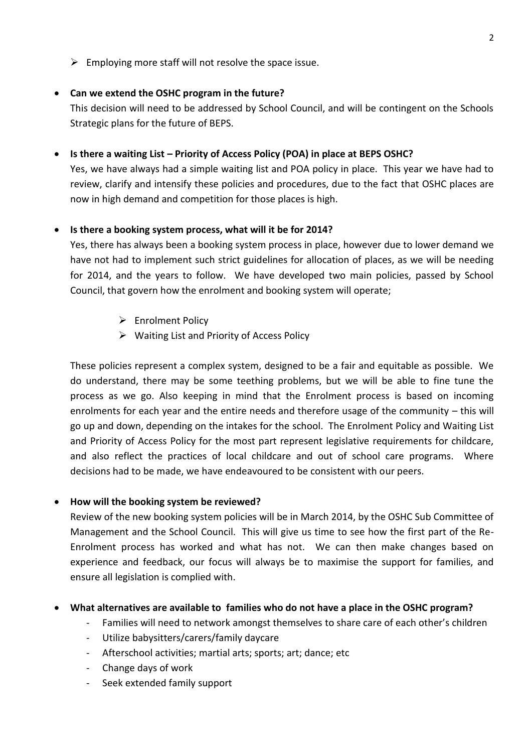- Employing more staff will not resolve the space issue.

- **Can we extend the OSHC program in the future?**
  
  This decision will need to be addressed by School Council, and will be contingent on the Schools Strategic plans for the future of BEPS.

- **Is there a waiting List – Priority of Access Policy (POA) in place at BEPS OSHC?**
  
  Yes, we have always had a simple waiting list and POA policy in place. This year we have had to review, clarify and intensify these policies and procedures, due to the fact that OSHC places are now in high demand and competition for those places is high.

- **Is there a booking system process, what will it be for 2014?**
  
  Yes, there has always been a booking system process in place, however due to lower demand we have not had to implement such strict guidelines for allocation of places, as we will be needing for 2014, and the years to follow. We have developed two main policies, passed by School Council, that govern how the enrolment and booking system will operate;
  
  - Enrolment Policy
  - Waiting List and Priority of Access Policy
  
  These policies represent a complex system, designed to be a fair and equitable as possible. We do understand, there may be some teething problems, but we will be able to fine tune the process as we go. Also keeping in mind that the Enrolment process is based on incoming enrolments for each year and the entire needs and therefore usage of the community – this will go up and down, depending on the intakes for the school. The Enrolment Policy and Waiting List and Priority of Access Policy for the most part represent legislative requirements for childcare, and also reflect the practices of local childcare and out of school care programs. Where decisions had to be made, we have endeavoured to be consistent with our peers.

- **How will the booking system be reviewed?**
  
  Review of the new booking system policies will be in March 2014, by the OSHC Sub Committee of Management and the School Council. This will give us time to see how the first part of the Re-Enrolment process has worked and what has not. We can then make changes based on experience and feedback, our focus will always be to maximise the support for families, and ensure all legislation is complied with.

- **What alternatives are available to families who do not have a place in the OSHC program?**
  - Families will need to network amongst themselves to share care of each other's children
  - Utilize babysitters/carers/family daycare
  - Afterschool activities; martial arts; sports; art; dance; etc
  - Change days of work
  - Seek extended family support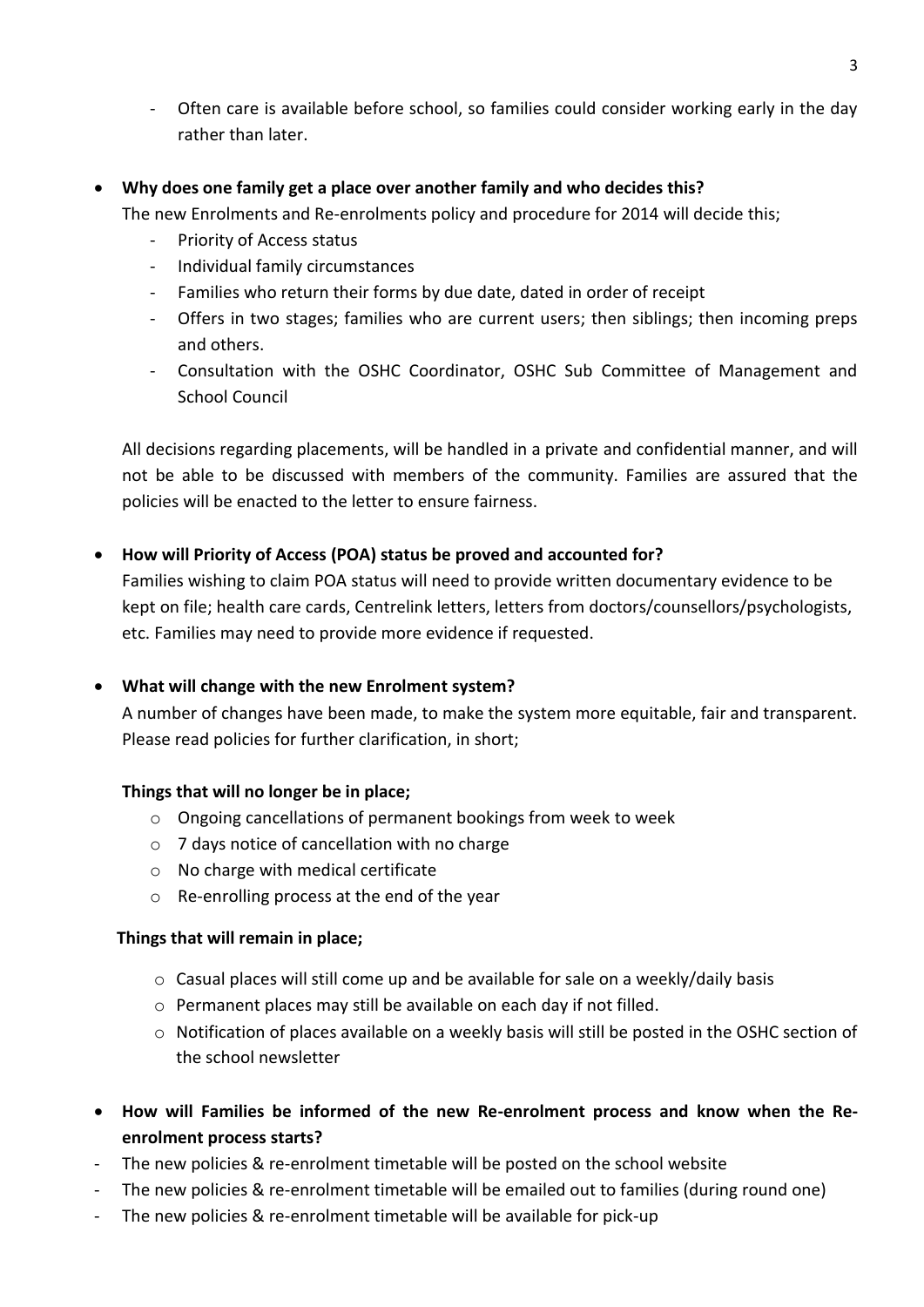- Often care is available before school, so families could consider working early in the day rather than later.

- **Why does one family get a place over another family and who decides this?**

  The new Enrolments and Re-enrolments policy and procedure for 2014 will decide this;

  - Priority of Access status
  - Individual family circumstances
  - Families who return their forms by due date, dated in order of receipt
  - Offers in two stages; families who are current users; then siblings; then incoming preps and others.
  - Consultation with the OSHC Coordinator, OSHC Sub Committee of Management and School Council

  All decisions regarding placements, will be handled in a private and confidential manner, and will not be able to be discussed with members of the community. Families are assured that the policies will be enacted to the letter to ensure fairness.

- **How will Priority of Access (POA) status be proved and accounted for?**

  Families wishing to claim POA status will need to provide written documentary evidence to be kept on file; health care cards, Centrelink letters, letters from doctors/counsellors/psychologists, etc. Families may need to provide more evidence if requested.

- **What will change with the new Enrolment system?**

  A number of changes have been made, to make the system more equitable, fair and transparent. Please read policies for further clarification, in short;

  **Things that will no longer be in place;**

  - Ongoing cancellations of permanent bookings from week to week
  - 7 days notice of cancellation with no charge
  - No charge with medical certificate
  - Re-enrolling process at the end of the year

  **Things that will remain in place;**

  - Casual places will still come up and be available for sale on a weekly/daily basis
  - Permanent places may still be available on each day if not filled.
  - Notification of places available on a weekly basis will still be posted in the OSHC section of the school newsletter

- **How will Families be informed of the new Re-enrolment process and know when the Re-enrolment process starts?**

- The new policies & re-enrolment timetable will be posted on the school website
- The new policies & re-enrolment timetable will be emailed out to families (during round one)
- The new policies & re-enrolment timetable will be available for pick-up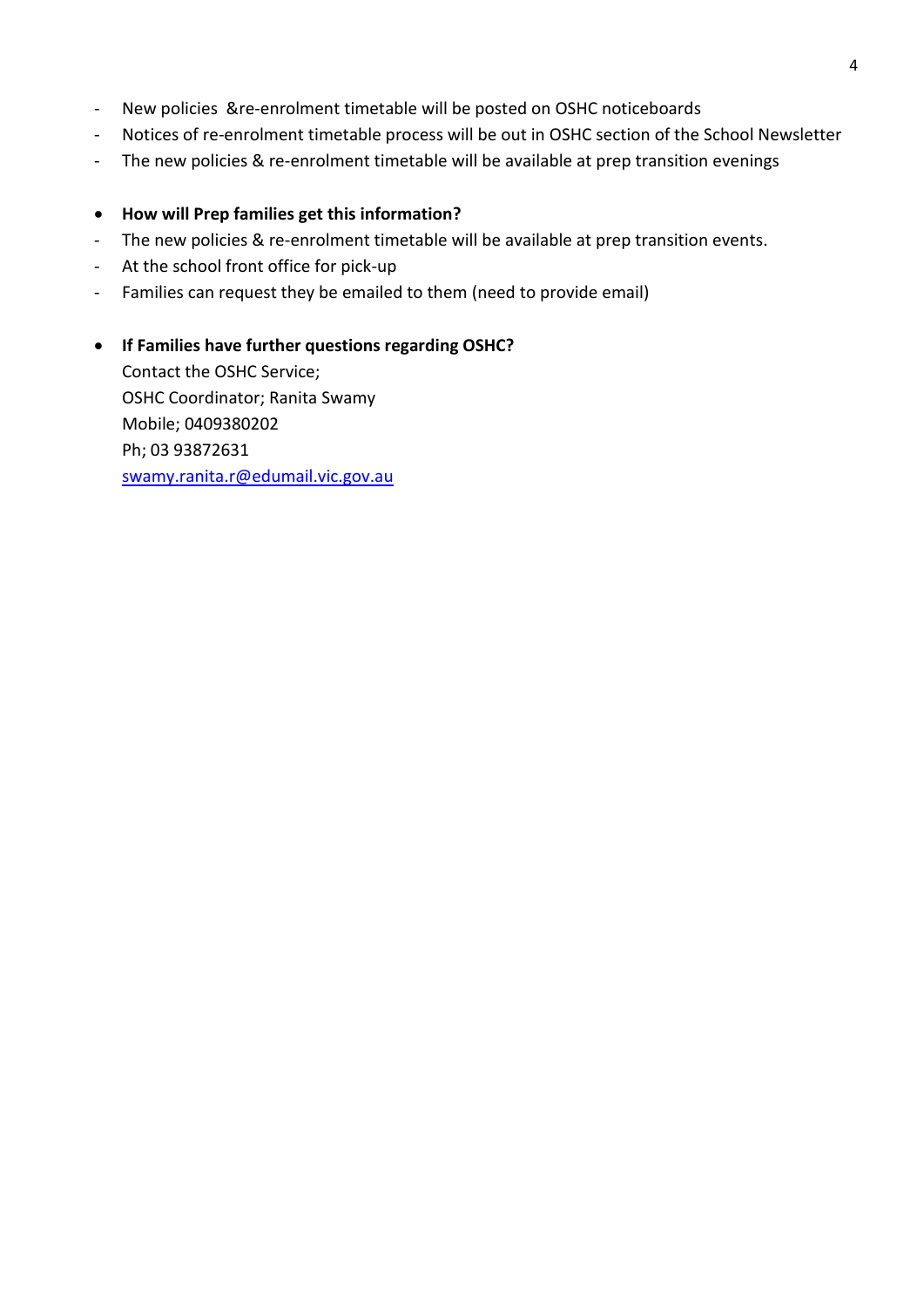- New policies &re-enrolment timetable will be posted on OSHC noticeboards
- Notices of re-enrolment timetable process will be out in OSHC section of the School Newsletter
- The new policies & re-enrolment timetable will be available at prep transition evenings

- **How will Prep families get this information?**
  - The new policies & re-enrolment timetable will be available at prep transition events.
  - At the school front office for pick-up
  - Families can request they be emailed to them (need to provide email)

- **If Families have further questions regarding OSHC?**

  Contact the OSHC Service;
  OSHC Coordinator; Ranita Swamy
  Mobile; 0409380202
  Ph; 03 93872631
  [swamy.ranita.r@edumail.vic.gov.au](mailto:swamy.ranita.r@edumail.vic.gov.au)